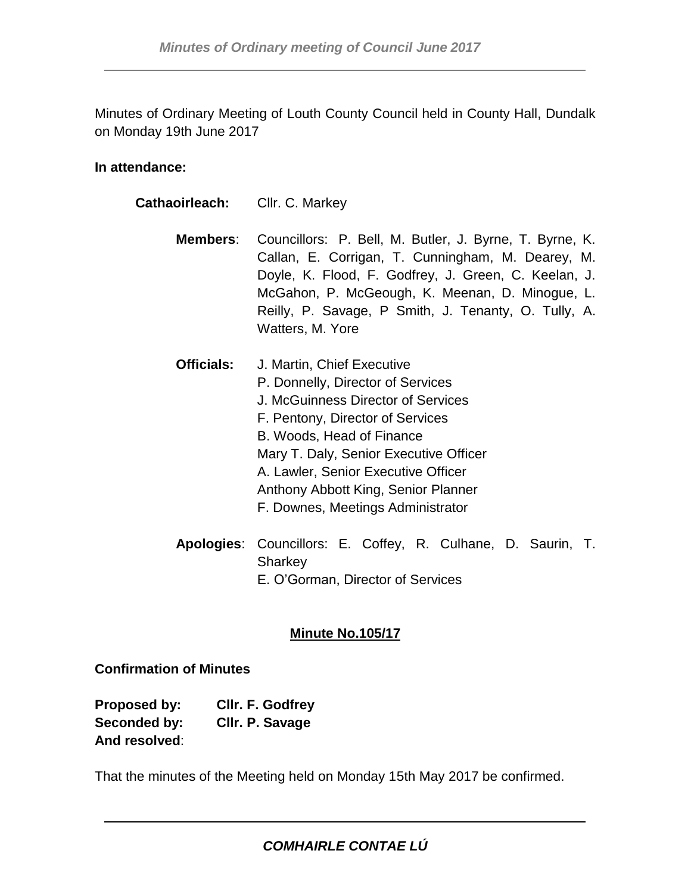Minutes of Ordinary Meeting of Louth County Council held in County Hall, Dundalk on Monday 19th June 2017

**In attendance:**

**Cathaoirleach:** Cllr. C. Markey

**Members**: Councillors: P. Bell, M. Butler, J. Byrne, T. Byrne, K. Callan, E. Corrigan, T. Cunningham, M. Dearey, M. Doyle, K. Flood, F. Godfrey, J. Green, C. Keelan, J. McGahon, P. McGeough, K. Meenan, D. Minogue, L. Reilly, P. Savage, P Smith, J. Tenanty, O. Tully, A. Watters, M. Yore

**Officials:** J. Martin, Chief Executive
P. Donnelly, Director of Services
J. McGuinness Director of Services
F. Pentony, Director of Services
B. Woods, Head of Finance
Mary T. Daly, Senior Executive Officer
A. Lawler, Senior Executive Officer
Anthony Abbott King, Senior Planner
F. Downes, Meetings Administrator

**Apologies**: Councillors: E. Coffey, R. Culhane, D. Saurin, T. Sharkey
E. O'Gorman, Director of Services

## Minute No.105/17

**Confirmation of Minutes**

**Proposed by:** **Cllr. F. Godfrey**
**Seconded by:** **Cllr. P. Savage**
**And resolved**:

That the minutes of the Meeting held on Monday 15th May 2017 be confirmed.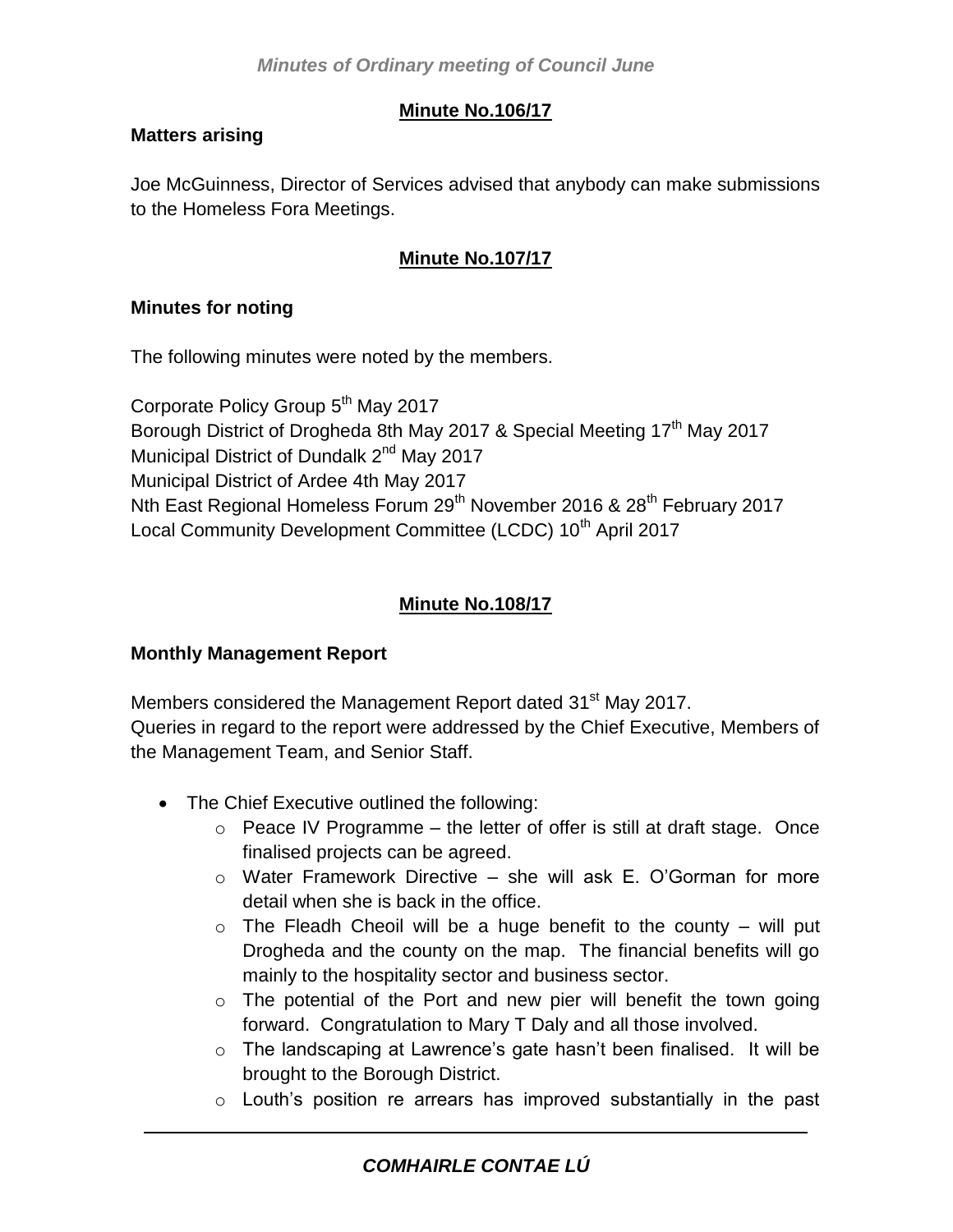**Minute No.106/17**

**Matters arising**

Joe McGuinness, Director of Services advised that anybody can make submissions to the Homeless Fora Meetings.

**Minute No.107/17**

**Minutes for noting**

The following minutes were noted by the members.

Corporate Policy Group 5th May 2017
Borough District of Drogheda 8th May 2017 & Special Meeting 17th May 2017
Municipal District of Dundalk 2nd May 2017
Municipal District of Ardee 4th May 2017
Nth East Regional Homeless Forum 29th November 2016 & 28th February 2017
Local Community Development Committee (LCDC) 10th April 2017

**Minute No.108/17**

**Monthly Management Report**

Members considered the Management Report dated 31st May 2017.
Queries in regard to the report were addressed by the Chief Executive, Members of the Management Team, and Senior Staff.

- The Chief Executive outlined the following:
  - Peace IV Programme – the letter of offer is still at draft stage. Once finalised projects can be agreed.
  - Water Framework Directive – she will ask E. O'Gorman for more detail when she is back in the office.
  - The Fleadh Cheoil will be a huge benefit to the county – will put Drogheda and the county on the map. The financial benefits will go mainly to the hospitality sector and business sector.
  - The potential of the Port and new pier will benefit the town going forward. Congratulation to Mary T Daly and all those involved.
  - The landscaping at Lawrence's gate hasn't been finalised. It will be brought to the Borough District.
  - Louth's position re arrears has improved substantially in the past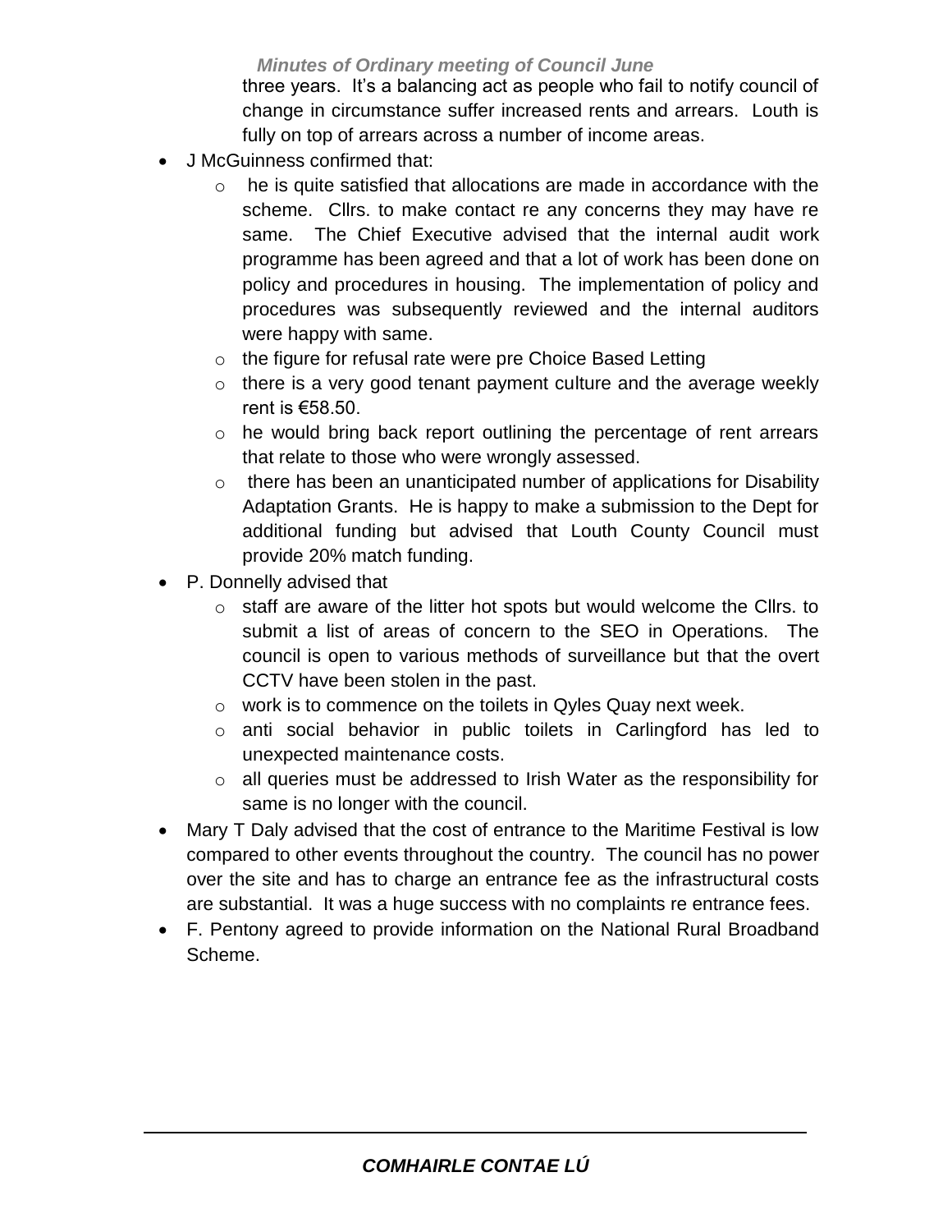three years. It's a balancing act as people who fail to notify council of change in circumstance suffer increased rents and arrears. Louth is fully on top of arrears across a number of income areas.

- J McGuinness confirmed that:
  - he is quite satisfied that allocations are made in accordance with the scheme. Cllrs. to make contact re any concerns they may have re same. The Chief Executive advised that the internal audit work programme has been agreed and that a lot of work has been done on policy and procedures in housing. The implementation of policy and procedures was subsequently reviewed and the internal auditors were happy with same.
  - the figure for refusal rate were pre Choice Based Letting
  - there is a very good tenant payment culture and the average weekly rent is €58.50.
  - he would bring back report outlining the percentage of rent arrears that relate to those who were wrongly assessed.
  - there has been an unanticipated number of applications for Disability Adaptation Grants. He is happy to make a submission to the Dept for additional funding but advised that Louth County Council must provide 20% match funding.
- P. Donnelly advised that
  - staff are aware of the litter hot spots but would welcome the Cllrs. to submit a list of areas of concern to the SEO in Operations. The council is open to various methods of surveillance but that the overt CCTV have been stolen in the past.
  - work is to commence on the toilets in Qyles Quay next week.
  - anti social behavior in public toilets in Carlingford has led to unexpected maintenance costs.
  - all queries must be addressed to Irish Water as the responsibility for same is no longer with the council.
- Mary T Daly advised that the cost of entrance to the Maritime Festival is low compared to other events throughout the country. The council has no power over the site and has to charge an entrance fee as the infrastructural costs are substantial. It was a huge success with no complaints re entrance fees.
- F. Pentony agreed to provide information on the National Rural Broadband Scheme.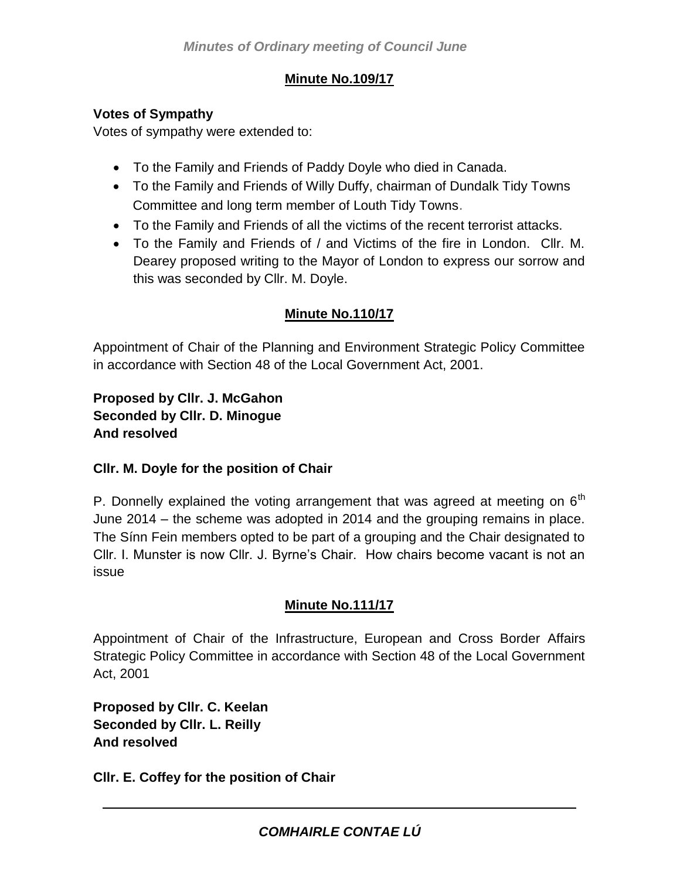## Minute No.109/17

**Votes of Sympathy**

Votes of sympathy were extended to:

- To the Family and Friends of Paddy Doyle who died in Canada.
- To the Family and Friends of Willy Duffy, chairman of Dundalk Tidy Towns Committee and long term member of Louth Tidy Towns.
- To the Family and Friends of all the victims of the recent terrorist attacks.
- To the Family and Friends of / and Victims of the fire in London. Cllr. M. Dearey proposed writing to the Mayor of London to express our sorrow and this was seconded by Cllr. M. Doyle.

## Minute No.110/17

Appointment of Chair of the Planning and Environment Strategic Policy Committee in accordance with Section 48 of the Local Government Act, 2001.

**Proposed by Cllr. J. McGahon**
**Seconded by Cllr. D. Minogue**
**And resolved**

**Cllr. M. Doyle for the position of Chair**

P. Donnelly explained the voting arrangement that was agreed at meeting on 6th June 2014 – the scheme was adopted in 2014 and the grouping remains in place. The Sínn Fein members opted to be part of a grouping and the Chair designated to Cllr. I. Munster is now Cllr. J. Byrne's Chair. How chairs become vacant is not an issue

## Minute No.111/17

Appointment of Chair of the Infrastructure, European and Cross Border Affairs Strategic Policy Committee in accordance with Section 48 of the Local Government Act, 2001

**Proposed by Cllr. C. Keelan**
**Seconded by Cllr. L. Reilly**
**And resolved**

**Cllr. E. Coffey for the position of Chair**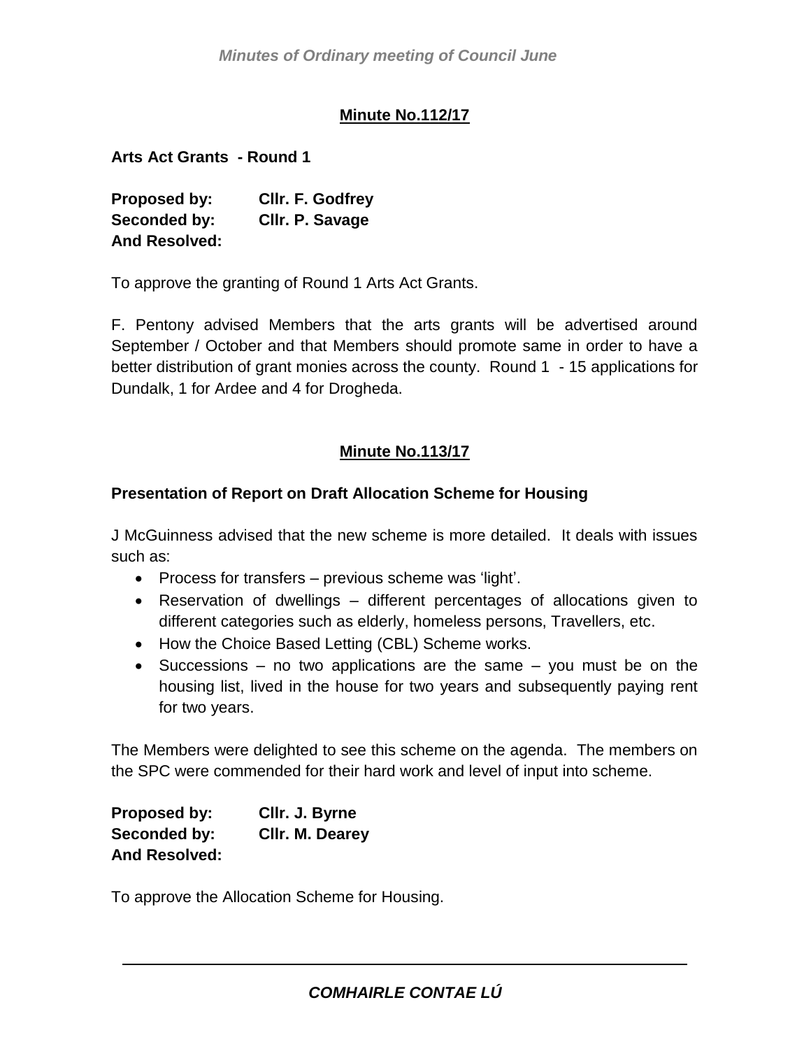## Minute No.112/17

**Arts Act Grants - Round 1**

**Proposed by:** **Cllr. F. Godfrey**
**Seconded by:** **Cllr. P. Savage**
**And Resolved:**

To approve the granting of Round 1 Arts Act Grants.

F. Pentony advised Members that the arts grants will be advertised around September / October and that Members should promote same in order to have a better distribution of grant monies across the county. Round 1 - 15 applications for Dundalk, 1 for Ardee and 4 for Drogheda.

## Minute No.113/17

**Presentation of Report on Draft Allocation Scheme for Housing**

J McGuinness advised that the new scheme is more detailed. It deals with issues such as:

- Process for transfers – previous scheme was 'light'.
- Reservation of dwellings – different percentages of allocations given to different categories such as elderly, homeless persons, Travellers, etc.
- How the Choice Based Letting (CBL) Scheme works.
- Successions – no two applications are the same – you must be on the housing list, lived in the house for two years and subsequently paying rent for two years.

The Members were delighted to see this scheme on the agenda. The members on the SPC were commended for their hard work and level of input into scheme.

**Proposed by:** **Cllr. J. Byrne**
**Seconded by:** **Cllr. M. Dearey**
**And Resolved:**

To approve the Allocation Scheme for Housing.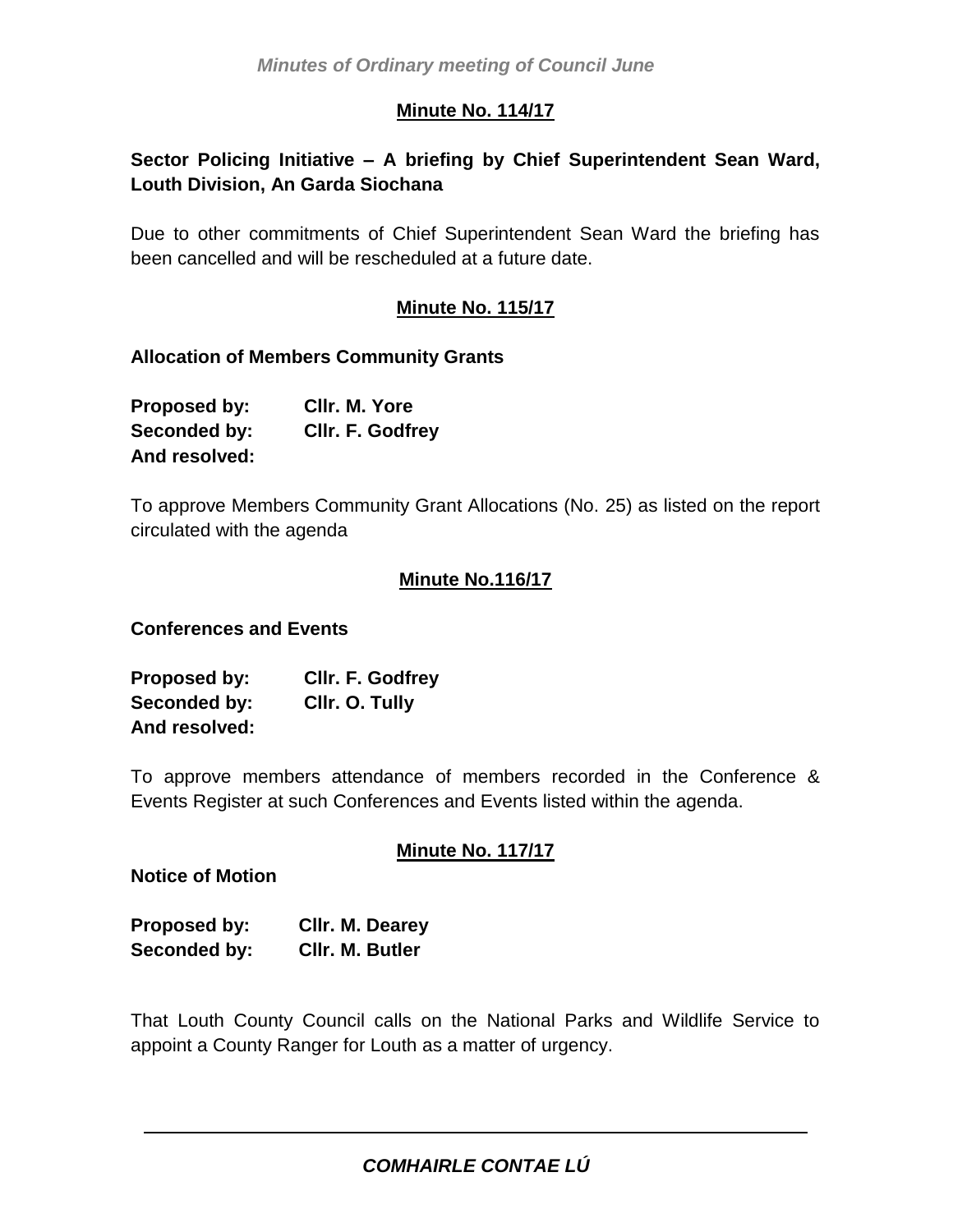**Minute No. 114/17**

**Sector Policing Initiative – A briefing by Chief Superintendent Sean Ward, Louth Division, An Garda Siochana**

Due to other commitments of Chief Superintendent Sean Ward the briefing has been cancelled and will be rescheduled at a future date.

**Minute No. 115/17**

**Allocation of Members Community Grants**

**Proposed by:** **Cllr. M. Yore**
**Seconded by:** **Cllr. F. Godfrey**
**And resolved:**

To approve Members Community Grant Allocations (No. 25) as listed on the report circulated with the agenda

**Minute No.116/17**

**Conferences and Events**

**Proposed by:** **Cllr. F. Godfrey**
**Seconded by:** **Cllr. O. Tully**
**And resolved:**

To approve members attendance of members recorded in the Conference & Events Register at such Conferences and Events listed within the agenda.

**Minute No. 117/17**

**Notice of Motion**

**Proposed by:** **Cllr. M. Dearey**
**Seconded by:** **Cllr. M. Butler**

That Louth County Council calls on the National Parks and Wildlife Service to appoint a County Ranger for Louth as a matter of urgency.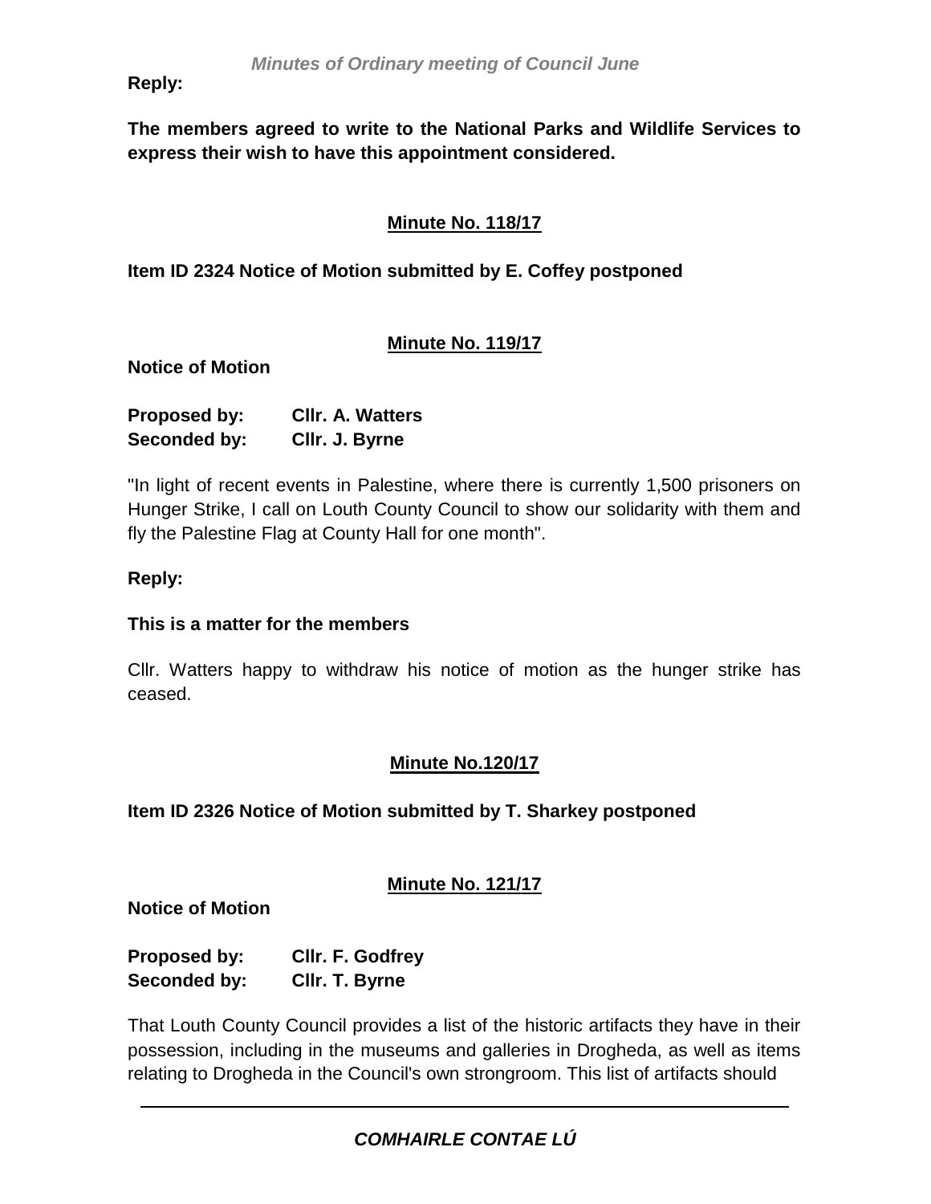**Reply:**

**The members agreed to write to the National Parks and Wildlife Services to express their wish to have this appointment considered.**

## Minute No. 118/17

**Item ID 2324 Notice of Motion submitted by E. Coffey postponed**

## Minute No. 119/17

**Notice of Motion**

**Proposed by:** **Cllr. A. Watters**
**Seconded by:** **Cllr. J. Byrne**

"In light of recent events in Palestine, where there is currently 1,500 prisoners on Hunger Strike, I call on Louth County Council to show our solidarity with them and fly the Palestine Flag at County Hall for one month".

**Reply:**

**This is a matter for the members**

Cllr. Watters happy to withdraw his notice of motion as the hunger strike has ceased.

## Minute No.120/17

**Item ID 2326 Notice of Motion submitted by T. Sharkey postponed**

## Minute No. 121/17

**Notice of Motion**

**Proposed by:** **Cllr. F. Godfrey**
**Seconded by:** **Cllr. T. Byrne**

That Louth County Council provides a list of the historic artifacts they have in their possession, including in the museums and galleries in Drogheda, as well as items relating to Drogheda in the Council's own strongroom. This list of artifacts should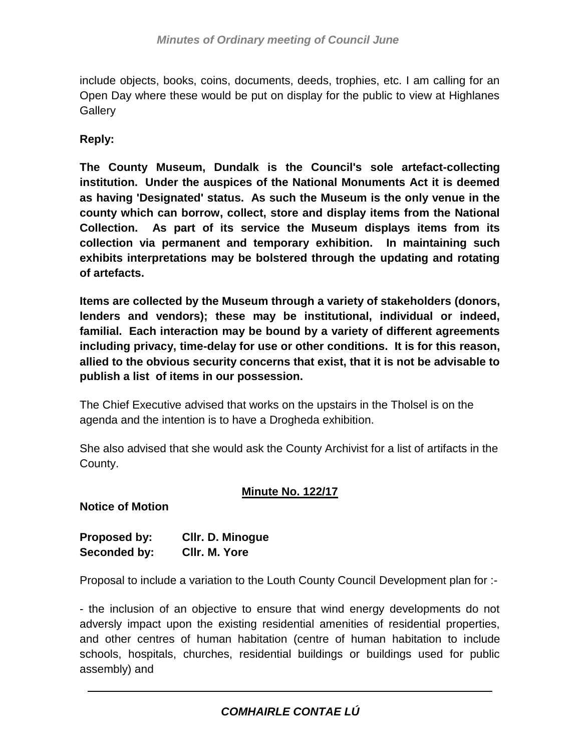include objects, books, coins, documents, deeds, trophies, etc. I am calling for an Open Day where these would be put on display for the public to view at Highlanes Gallery

**Reply:**

**The County Museum, Dundalk is the Council's sole artefact-collecting institution. Under the auspices of the National Monuments Act it is deemed as having 'Designated' status. As such the Museum is the only venue in the county which can borrow, collect, store and display items from the National Collection. As part of its service the Museum displays items from its collection via permanent and temporary exhibition. In maintaining such exhibits interpretations may be bolstered through the updating and rotating of artefacts.**

**Items are collected by the Museum through a variety of stakeholders (donors, lenders and vendors); these may be institutional, individual or indeed, familial. Each interaction may be bound by a variety of different agreements including privacy, time-delay for use or other conditions. It is for this reason, allied to the obvious security concerns that exist, that it is not be advisable to publish a list of items in our possession.**

The Chief Executive advised that works on the upstairs in the Tholsel is on the agenda and the intention is to have a Drogheda exhibition.

She also advised that she would ask the County Archivist for a list of artifacts in the County.

## Minute No. 122/17

**Notice of Motion**

**Proposed by:** **Cllr. D. Minogue**
**Seconded by:** **Cllr. M. Yore**

Proposal to include a variation to the Louth County Council Development plan for :-

- the inclusion of an objective to ensure that wind energy developments do not adversly impact upon the existing residential amenities of residential properties, and other centres of human habitation (centre of human habitation to include schools, hospitals, churches, residential buildings or buildings used for public assembly) and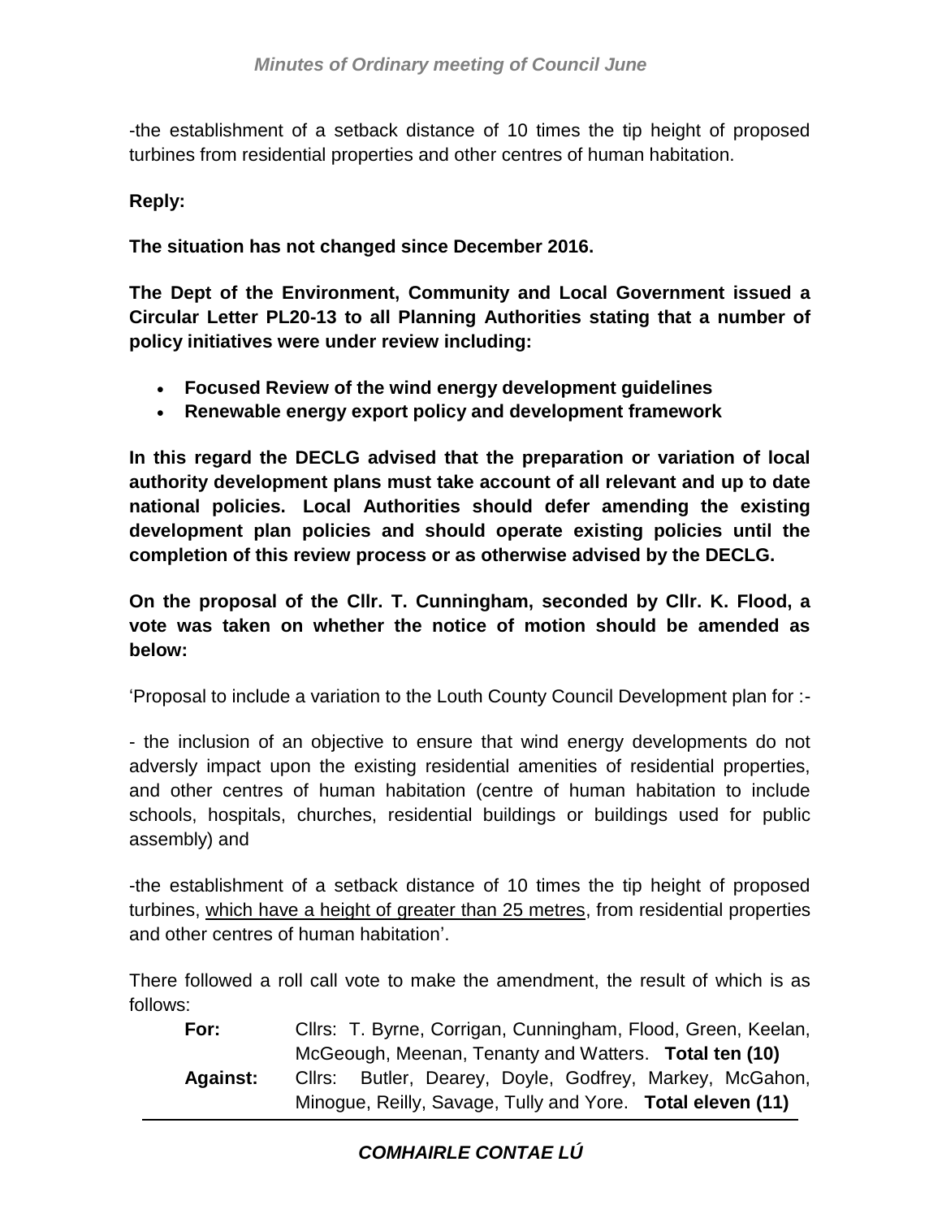-the establishment of a setback distance of 10 times the tip height of proposed turbines from residential properties and other centres of human habitation.

**Reply:**

**The situation has not changed since December 2016.**

**The Dept of the Environment, Community and Local Government issued a Circular Letter PL20-13 to all Planning Authorities stating that a number of policy initiatives were under review including:**

- **Focused Review of the wind energy development guidelines**
- **Renewable energy export policy and development framework**

**In this regard the DECLG advised that the preparation or variation of local authority development plans must take account of all relevant and up to date national policies. Local Authorities should defer amending the existing development plan policies and should operate existing policies until the completion of this review process or as otherwise advised by the DECLG.**

**On the proposal of the Cllr. T. Cunningham, seconded by Cllr. K. Flood, a vote was taken on whether the notice of motion should be amended as below:**

'Proposal to include a variation to the Louth County Council Development plan for :-

- the inclusion of an objective to ensure that wind energy developments do not adversly impact upon the existing residential amenities of residential properties, and other centres of human habitation (centre of human habitation to include schools, hospitals, churches, residential buildings or buildings used for public assembly) and

-the establishment of a setback distance of 10 times the tip height of proposed turbines, <u>which have a height of greater than 25 metres</u>, from residential properties and other centres of human habitation'.

There followed a roll call vote to make the amendment, the result of which is as follows:

| | |
|---|---|
| **For:** | Cllrs: T. Byrne, Corrigan, Cunningham, Flood, Green, Keelan, McGeough, Meenan, Tenanty and Watters. **Total ten (10)** |
| **Against:** | Cllrs: Butler, Dearey, Doyle, Godfrey, Markey, McGahon, Minogue, Reilly, Savage, Tully and Yore. **Total eleven (11)** |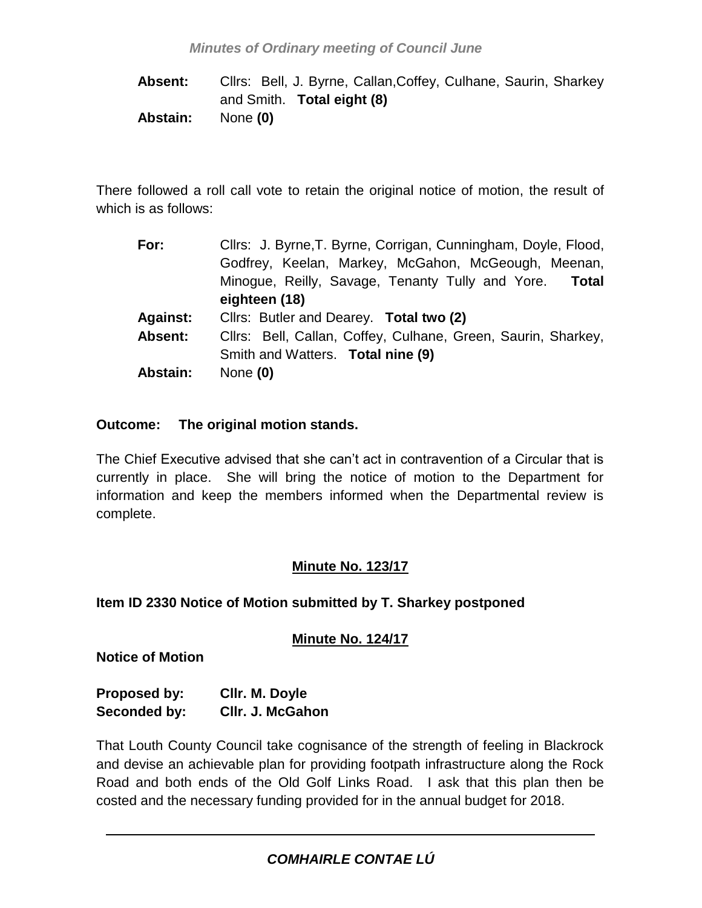**Absent:** Cllrs: Bell, J. Byrne, Callan,Coffey, Culhane, Saurin, Sharkey and Smith. **Total eight (8)**

**Abstain:** None **(0)**

There followed a roll call vote to retain the original notice of motion, the result of which is as follows:

**For:** Cllrs: J. Byrne,T. Byrne, Corrigan, Cunningham, Doyle, Flood, Godfrey, Keelan, Markey, McGahon, McGeough, Meenan, Minogue, Reilly, Savage, Tenanty Tully and Yore. **Total eighteen (18)**

**Against:** Cllrs: Butler and Dearey. **Total two (2)**

**Absent:** Cllrs: Bell, Callan, Coffey, Culhane, Green, Saurin, Sharkey, Smith and Watters. **Total nine (9)**

**Abstain:** None **(0)**

**Outcome: The original motion stands.**

The Chief Executive advised that she can't act in contravention of a Circular that is currently in place. She will bring the notice of motion to the Department for information and keep the members informed when the Departmental review is complete.

**Minute No. 123/17**

**Item ID 2330 Notice of Motion submitted by T. Sharkey postponed**

**Minute No. 124/17**

**Notice of Motion**

**Proposed by: Cllr. M. Doyle**

**Seconded by: Cllr. J. McGahon**

That Louth County Council take cognisance of the strength of feeling in Blackrock and devise an achievable plan for providing footpath infrastructure along the Rock Road and both ends of the Old Golf Links Road. I ask that this plan then be costed and the necessary funding provided for in the annual budget for 2018.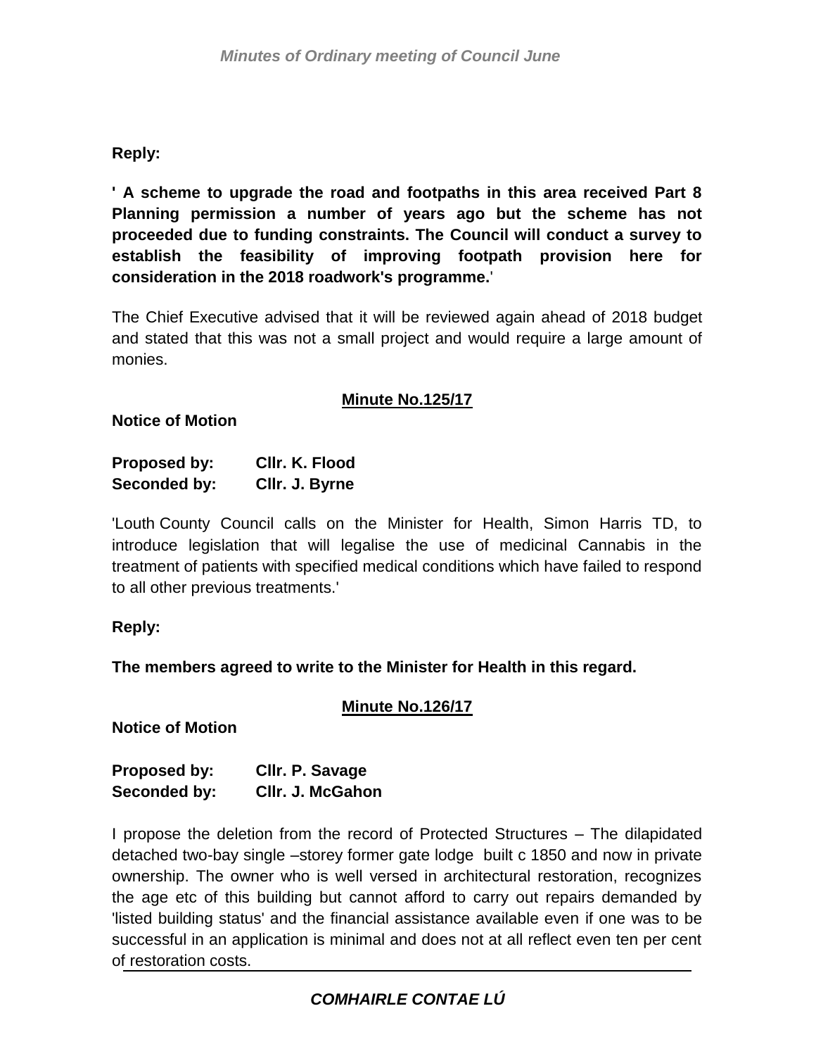**Reply:**

**' A scheme to upgrade the road and footpaths in this area received Part 8 Planning permission a number of years ago but the scheme has not proceeded due to funding constraints. The Council will conduct a survey to establish the feasibility of improving footpath provision here for consideration in the 2018 roadwork's programme.**'

The Chief Executive advised that it will be reviewed again ahead of 2018 budget and stated that this was not a small project and would require a large amount of monies.

**Minute No.125/17**

**Notice of Motion**

**Proposed by:** **Cllr. K. Flood**
**Seconded by:** **Cllr. J. Byrne**

'Louth County Council calls on the Minister for Health, Simon Harris TD, to introduce legislation that will legalise the use of medicinal Cannabis in the treatment of patients with specified medical conditions which have failed to respond to all other previous treatments.'

**Reply:**

**The members agreed to write to the Minister for Health in this regard.**

**Minute No.126/17**

**Notice of Motion**

**Proposed by:** **Cllr. P. Savage**
**Seconded by:** **Cllr. J. McGahon**

I propose the deletion from the record of Protected Structures – The dilapidated detached two-bay single –storey former gate lodge built c 1850 and now in private ownership. The owner who is well versed in architectural restoration, recognizes the age etc of this building but cannot afford to carry out repairs demanded by 'listed building status' and the financial assistance available even if one was to be successful in an application is minimal and does not at all reflect even ten per cent of restoration costs.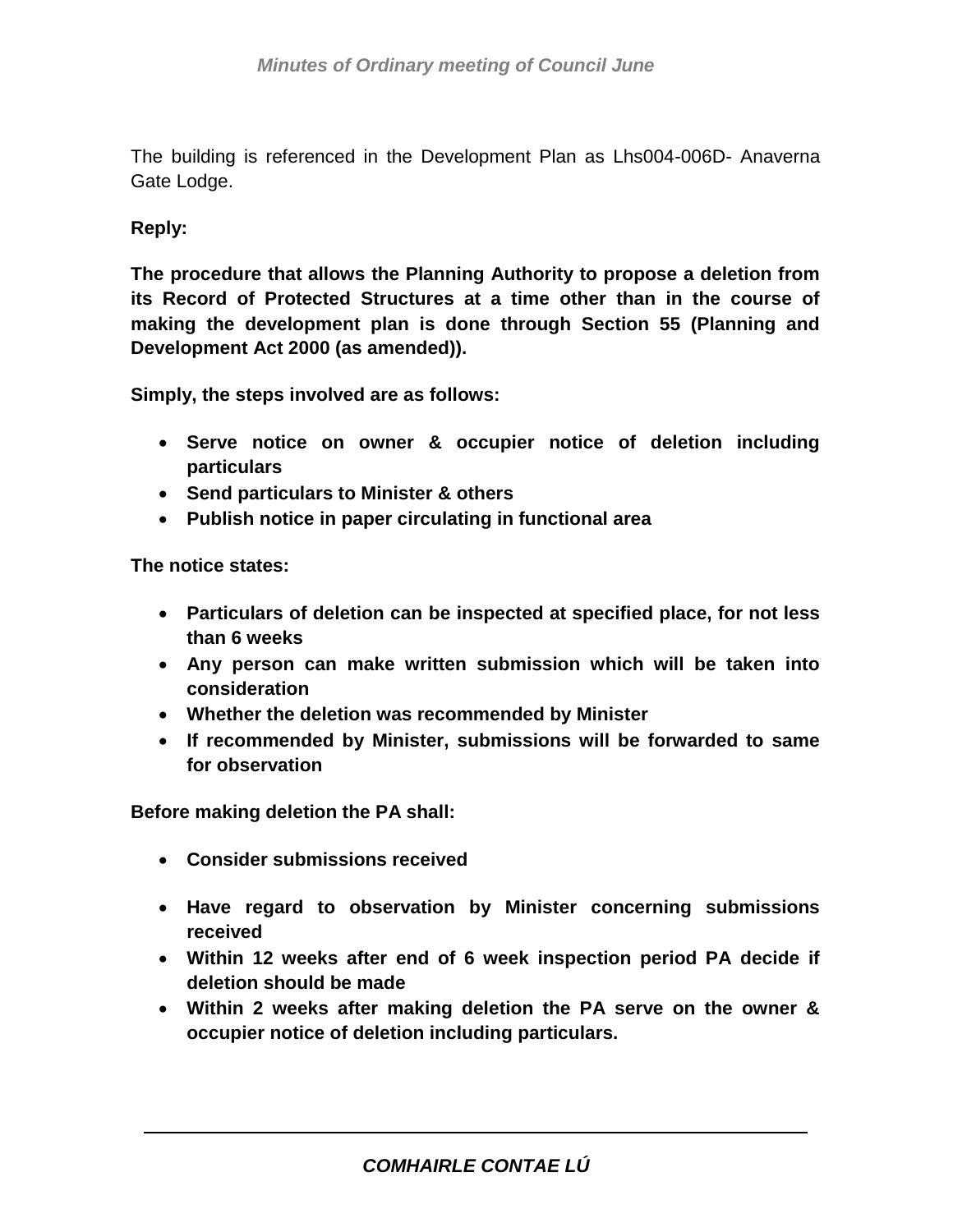The building is referenced in the Development Plan as Lhs004-006D- Anaverna Gate Lodge.

**Reply:**

**The procedure that allows the Planning Authority to propose a deletion from its Record of Protected Structures at a time other than in the course of making the development plan is done through Section 55 (Planning and Development Act 2000 (as amended)).**

**Simply, the steps involved are as follows:**

- **Serve notice on owner & occupier notice of deletion including particulars**
- **Send particulars to Minister & others**
- **Publish notice in paper circulating in functional area**

**The notice states:**

- **Particulars of deletion can be inspected at specified place, for not less than 6 weeks**
- **Any person can make written submission which will be taken into consideration**
- **Whether the deletion was recommended by Minister**
- **If recommended by Minister, submissions will be forwarded to same for observation**

**Before making deletion the PA shall:**

- **Consider submissions received**
- **Have regard to observation by Minister concerning submissions received**
- **Within 12 weeks after end of 6 week inspection period PA decide if deletion should be made**
- **Within 2 weeks after making deletion the PA serve on the owner & occupier notice of deletion including particulars.**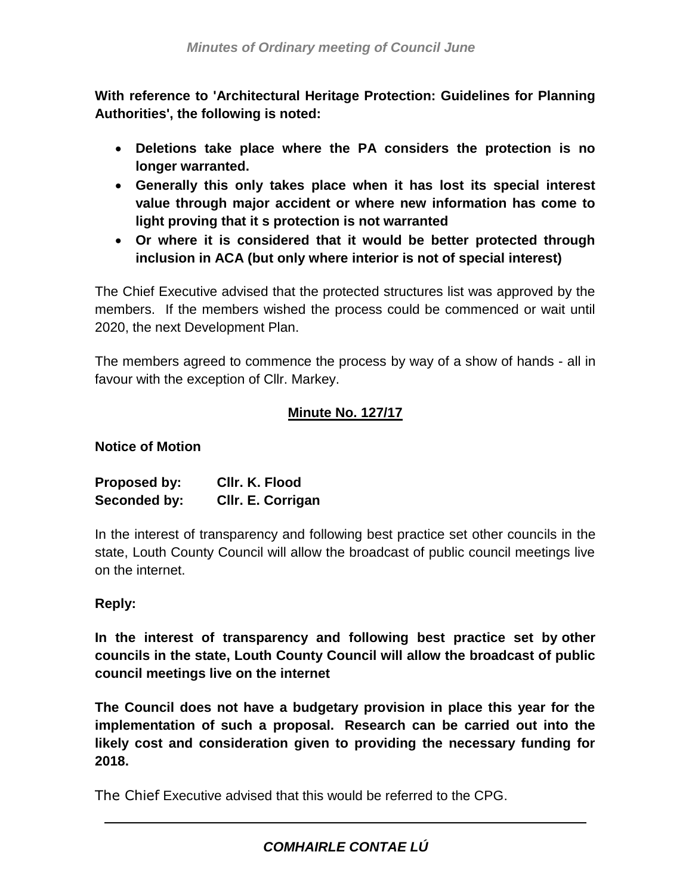**With reference to 'Architectural Heritage Protection: Guidelines for Planning Authorities', the following is noted:**

- **Deletions take place where the PA considers the protection is no longer warranted.**
- **Generally this only takes place when it has lost its special interest value through major accident or where new information has come to light proving that it s protection is not warranted**
- **Or where it is considered that it would be better protected through inclusion in ACA (but only where interior is not of special interest)**

The Chief Executive advised that the protected structures list was approved by the members. If the members wished the process could be commenced or wait until 2020, the next Development Plan.

The members agreed to commence the process by way of a show of hands - all in favour with the exception of Cllr. Markey.

## Minute No. 127/17

**Notice of Motion**

**Proposed by:** **Cllr. K. Flood**
**Seconded by:** **Cllr. E. Corrigan**

In the interest of transparency and following best practice set other councils in the state, Louth County Council will allow the broadcast of public council meetings live on the internet.

**Reply:**

**In the interest of transparency and following best practice set by other councils in the state, Louth County Council will allow the broadcast of public council meetings live on the internet**

**The Council does not have a budgetary provision in place this year for the implementation of such a proposal. Research can be carried out into the likely cost and consideration given to providing the necessary funding for 2018.**

The Chief Executive advised that this would be referred to the CPG.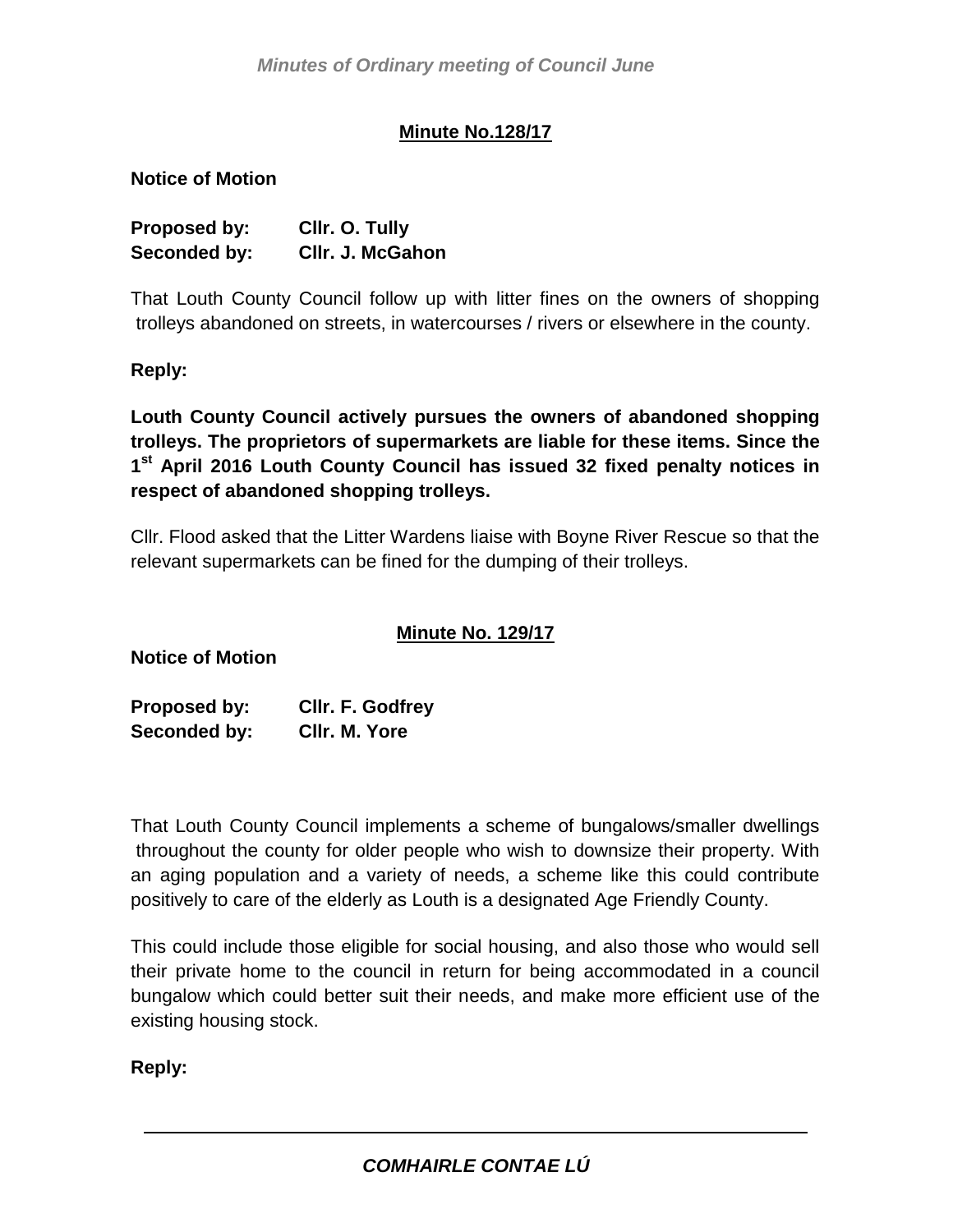**Minute No.128/17**

**Notice of Motion**

**Proposed by:** **Cllr. O. Tully**
**Seconded by:** **Cllr. J. McGahon**

That Louth County Council follow up with litter fines on the owners of shopping trolleys abandoned on streets, in watercourses / rivers or elsewhere in the county.

**Reply:**

**Louth County Council actively pursues the owners of abandoned shopping trolleys. The proprietors of supermarkets are liable for these items. Since the 1st April 2016 Louth County Council has issued 32 fixed penalty notices in respect of abandoned shopping trolleys.**

Cllr. Flood asked that the Litter Wardens liaise with Boyne River Rescue so that the relevant supermarkets can be fined for the dumping of their trolleys.

**Minute No. 129/17**

**Notice of Motion**

**Proposed by:** **Cllr. F. Godfrey**
**Seconded by:** **Cllr. M. Yore**

That Louth County Council implements a scheme of bungalows/smaller dwellings throughout the county for older people who wish to downsize their property. With an aging population and a variety of needs, a scheme like this could contribute positively to care of the elderly as Louth is a designated Age Friendly County.

This could include those eligible for social housing, and also those who would sell their private home to the council in return for being accommodated in a council bungalow which could better suit their needs, and make more efficient use of the existing housing stock.

**Reply:**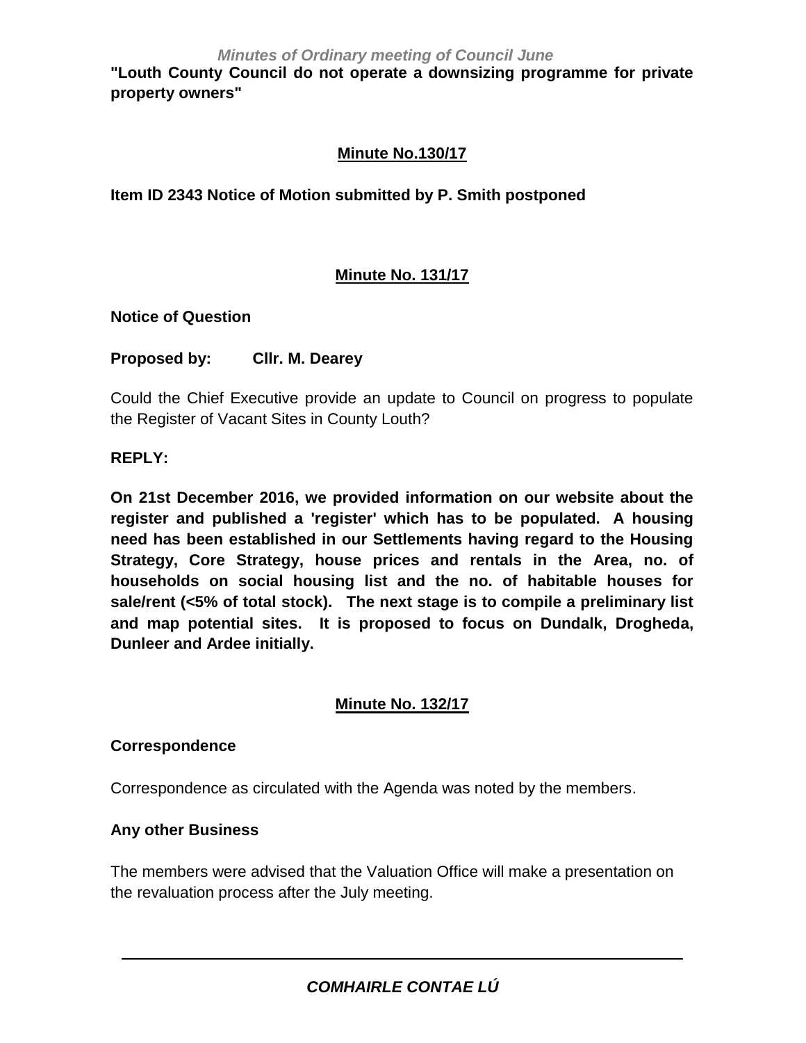**"Louth County Council do not operate a downsizing programme for private property owners"**

## Minute No.130/17

**Item ID 2343 Notice of Motion submitted by P. Smith postponed**

## Minute No. 131/17

**Notice of Question**

**Proposed by: Cllr. M. Dearey**

Could the Chief Executive provide an update to Council on progress to populate the Register of Vacant Sites in County Louth?

**REPLY:**

**On 21st December 2016, we provided information on our website about the register and published a 'register' which has to be populated. A housing need has been established in our Settlements having regard to the Housing Strategy, Core Strategy, house prices and rentals in the Area, no. of households on social housing list and the no. of habitable houses for sale/rent (<5% of total stock). The next stage is to compile a preliminary list and map potential sites. It is proposed to focus on Dundalk, Drogheda, Dunleer and Ardee initially.**

## Minute No. 132/17

**Correspondence**

Correspondence as circulated with the Agenda was noted by the members.

**Any other Business**

The members were advised that the Valuation Office will make a presentation on the revaluation process after the July meeting.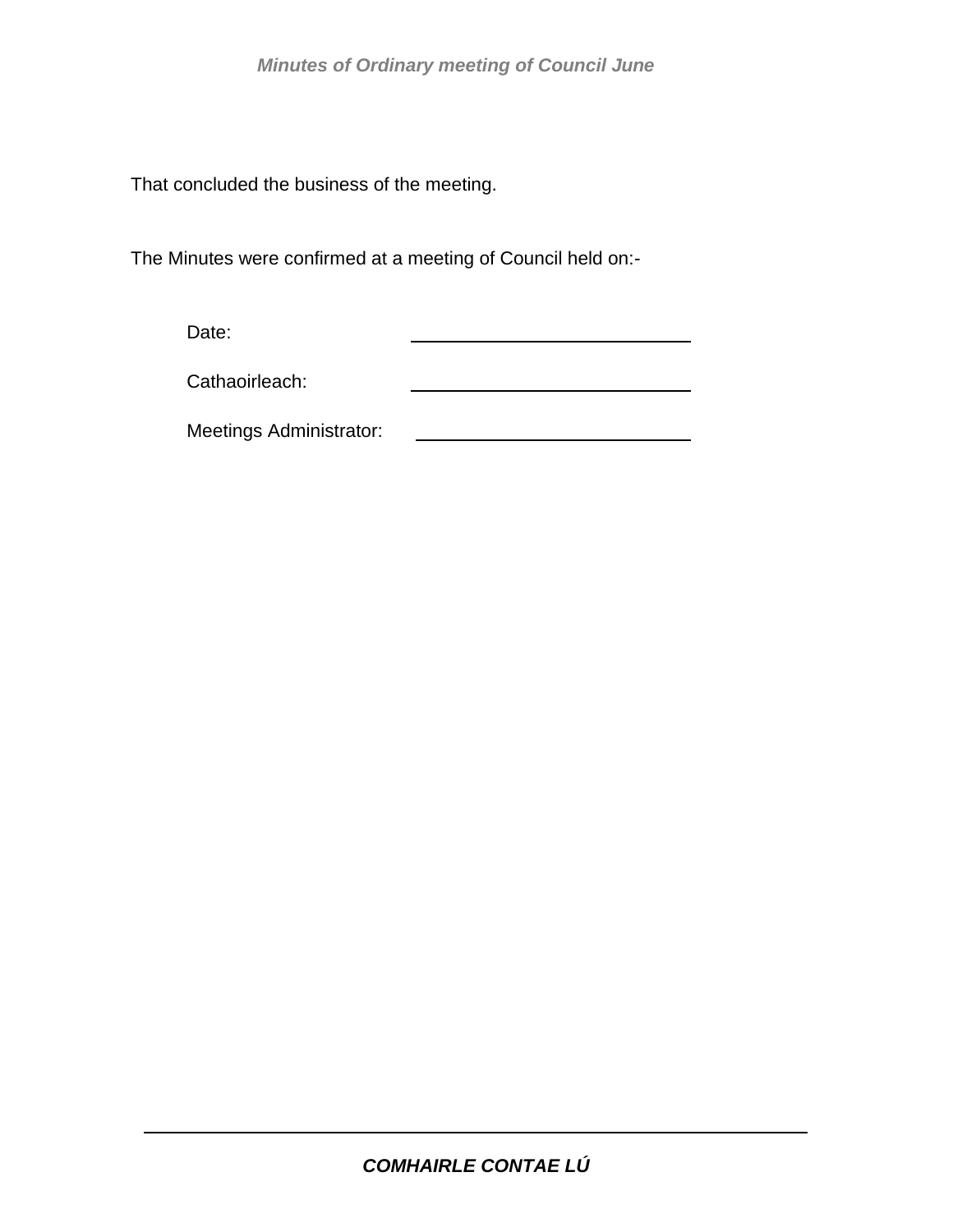That concluded the business of the meeting.

The Minutes were confirmed at a meeting of Council held on:-

Date: \_\_\_\_\_\_\_\_\_\_\_\_\_\_\_\_\_\_\_\_\_\_\_\_\_\_\_\_

Cathaoirleach: \_\_\_\_\_\_\_\_\_\_\_\_\_\_\_\_\_\_\_\_\_\_\_\_\_\_\_\_

Meetings Administrator: \_\_\_\_\_\_\_\_\_\_\_\_\_\_\_\_\_\_\_\_\_\_\_\_\_\_\_\_